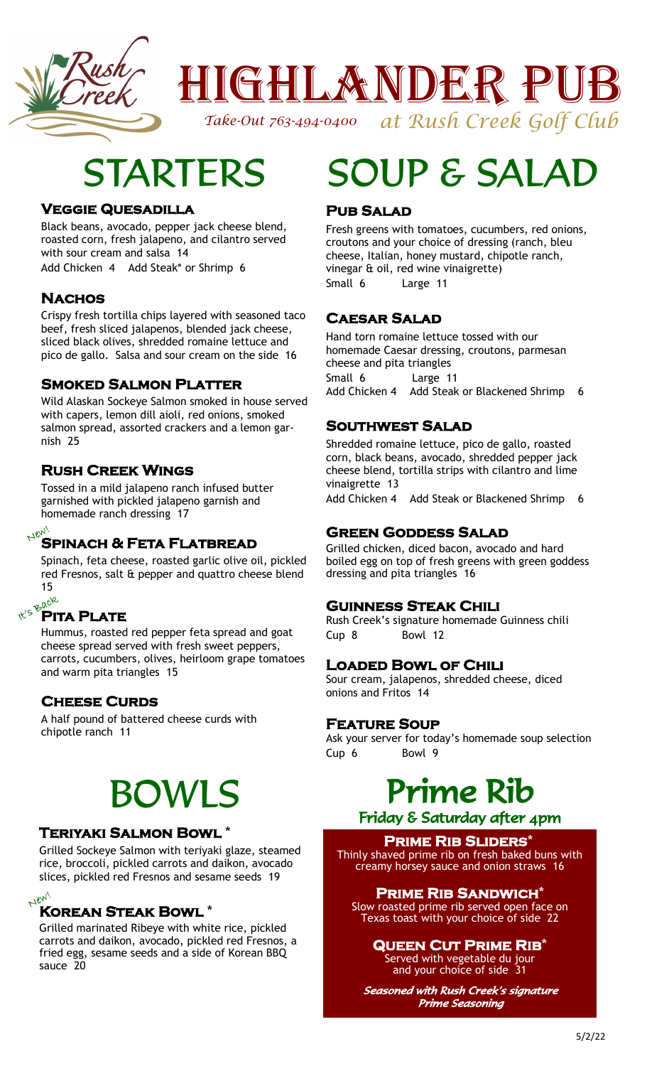# HIGHLANDER PUB

*Take-Out 763-494-0400* *at Rush Creek Golf Club*

## STARTERS

### Veggie Quesadilla

Black beans, avocado, pepper jack cheese blend, roasted corn, fresh jalapeno, and cilantro served with sour cream and salsa 14

Add Chicken 4 Add Steak* or Shrimp 6

### Nachos

Crispy fresh tortilla chips layered with seasoned taco beef, fresh sliced jalapenos, blended jack cheese, sliced black olives, shredded romaine lettuce and pico de gallo. Salsa and sour cream on the side 16

### Smoked Salmon Platter

Wild Alaskan Sockeye Salmon smoked in house served with capers, lemon dill aioli, red onions, smoked salmon spread, assorted crackers and a lemon garnish 25

### Rush Creek Wings

Tossed in a mild jalapeno ranch infused butter garnished with pickled jalapeno garnish and homemade ranch dressing 17

### *New!* Spinach & Feta Flatbread

Spinach, feta cheese, roasted garlic olive oil, pickled red Fresnos, salt & pepper and quattro cheese blend 15

### *It's Back* Pita Plate

Hummus, roasted red pepper feta spread and goat cheese spread served with fresh sweet peppers, carrots, cucumbers, olives, heirloom grape tomatoes and warm pita triangles 15

### Cheese Curds

A half pound of battered cheese curds with chipotle ranch 11

## BOWLS

### Teriyaki Salmon Bowl *

Grilled Sockeye Salmon with teriyaki glaze, steamed rice, broccoli, pickled carrots and daikon, avocado slices, pickled red Fresnos and sesame seeds 19

### *New!* Korean Steak Bowl *

Grilled marinated Ribeye with white rice, pickled carrots and daikon, avocado, pickled red Fresnos, a fried egg, sesame seeds and a side of Korean BBQ sauce 20

## SOUP & SALAD

### Pub Salad

Fresh greens with tomatoes, cucumbers, red onions, croutons and your choice of dressing (ranch, bleu cheese, Italian, honey mustard, chipotle ranch, vinegar & oil, red wine vinaigrette)

Small 6 Large 11

### Caesar Salad

Hand torn romaine lettuce tossed with our homemade Caesar dressing, croutons, parmesan cheese and pita triangles

Small 6 Large 11

Add Chicken 4 Add Steak or Blackened Shrimp 6

### Southwest Salad

Shredded romaine lettuce, pico de gallo, roasted corn, black beans, avocado, shredded pepper jack cheese blend, tortilla strips with cilantro and lime vinaigrette 13

Add Chicken 4 Add Steak or Blackened Shrimp 6

### Green Goddess Salad

Grilled chicken, diced bacon, avocado and hard boiled egg on top of fresh greens with green goddess dressing and pita triangles 16

### Guinness Steak Chili

Rush Creek's signature homemade Guinness chili

Cup 8 Bowl 12

### Loaded Bowl of Chili

Sour cream, jalapenos, shredded cheese, diced onions and Fritos 14

### Feature Soup

Ask your server for today's homemade soup selection

Cup 6 Bowl 9

## Prime Rib

**Friday & Saturday after 4pm**

### Prime Rib Sliders*

Thinly shaved prime rib on fresh baked buns with creamy horsey sauce and onion straws 16

### Prime Rib Sandwich*

Slow roasted prime rib served open face on Texas toast with your choice of side 22

### Queen Cut Prime Rib*

Served with vegetable du jour and your choice of side 31

***Seasoned with Rush Creek's signature Prime Seasoning***

5/2/22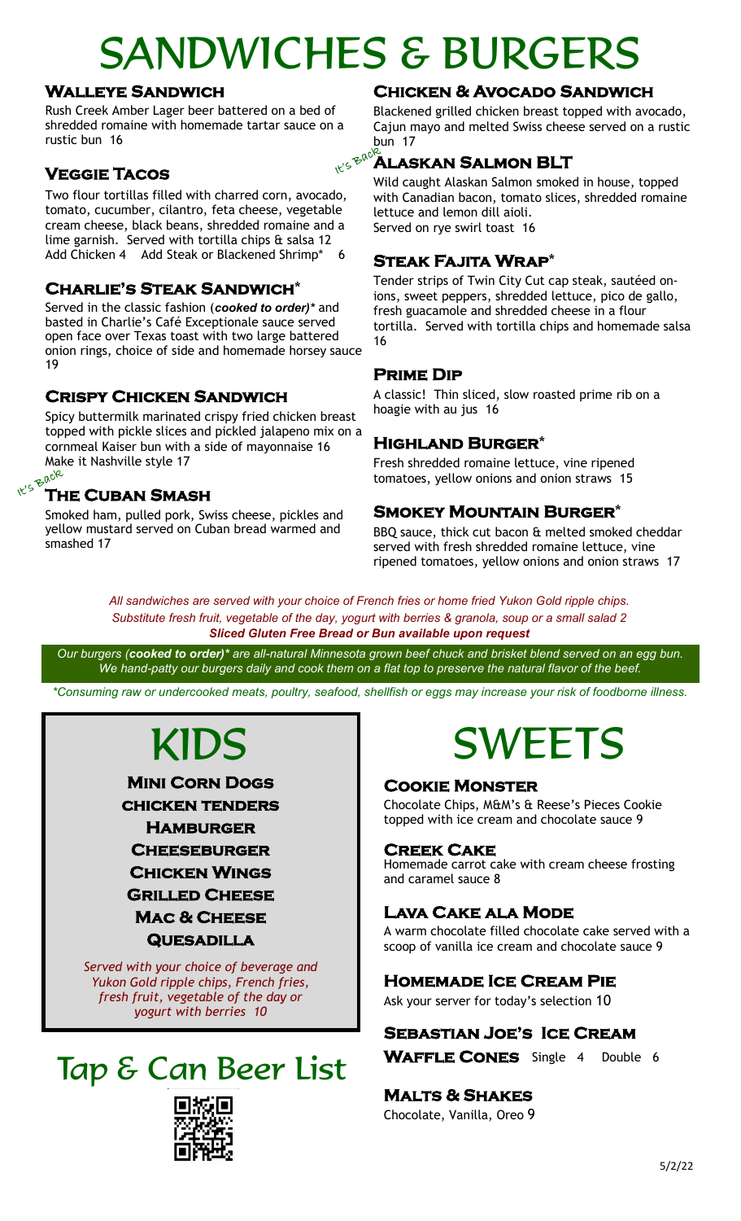# SANDWICHES & BURGERS

### Walleye Sandwich

Rush Creek Amber Lager beer battered on a bed of shredded romaine with homemade tartar sauce on a rustic bun 16

### Veggie Tacos

Two flour tortillas filled with charred corn, avocado, tomato, cucumber, cilantro, feta cheese, vegetable cream cheese, black beans, shredded romaine and a lime garnish. Served with tortilla chips & salsa 12
Add Chicken 4 Add Steak or Blackened Shrimp* 6

### Charlie's Steak Sandwich*

Served in the classic fashion (***cooked to order)**** and basted in Charlie's Café Exceptionale sauce served open face over Texas toast with two large battered onion rings, choice of side and homemade horsey sauce 19

### Crispy Chicken Sandwich

Spicy buttermilk marinated crispy fried chicken breast topped with pickle slices and pickled jalapeno mix on a cornmeal Kaiser bun with a side of mayonnaise 16
Make it Nashville style 17

It's Back

### The Cuban Smash

Smoked ham, pulled pork, Swiss cheese, pickles and yellow mustard served on Cuban bread warmed and smashed 17

### Chicken & Avocado Sandwich

Blackened grilled chicken breast topped with avocado, Cajun mayo and melted Swiss cheese served on a rustic bun 17

It's Back

### Alaskan Salmon BLT

Wild caught Alaskan Salmon smoked in house, topped with Canadian bacon, tomato slices, shredded romaine lettuce and lemon dill aioli.
Served on rye swirl toast 16

### Steak Fajita Wrap*

Tender strips of Twin City Cut cap steak, sautéed onions, sweet peppers, shredded lettuce, pico de gallo, fresh guacamole and shredded cheese in a flour tortilla. Served with tortilla chips and homemade salsa 16

### Prime Dip

A classic! Thin sliced, slow roasted prime rib on a hoagie with au jus 16

### Highland Burger*

Fresh shredded romaine lettuce, vine ripened tomatoes, yellow onions and onion straws 15

### Smokey Mountain Burger*

BBQ sauce, thick cut bacon & melted smoked cheddar served with fresh shredded romaine lettuce, vine ripened tomatoes, yellow onions and onion straws 17

*All sandwiches are served with your choice of French fries or home fried Yukon Gold ripple chips.*
*Substitute fresh fruit, vegetable of the day, yogurt with berries & granola, soup or a small salad 2*
***Sliced Gluten Free Bread or Bun available upon request***

*Our burgers (**cooked to order)*** are all-natural Minnesota grown beef chuck and brisket blend served on an egg bun. We hand-patty our burgers daily and cook them on a flat top to preserve the natural flavor of the beef.*

*\*Consuming raw or undercooked meats, poultry, seafood, shellfish or eggs may increase your risk of foodborne illness.*

# KIDS

**Mini Corn Dogs**
**Chicken Tenders**
**Hamburger**
**Cheeseburger**
**Chicken Wings**
**Grilled Cheese**
**Mac & Cheese**
**Quesadilla**

*Served with your choice of beverage and Yukon Gold ripple chips, French fries, fresh fruit, vegetable of the day or yogurt with berries 10*

# Tap & Can Beer List

# SWEETS

### Cookie Monster

Chocolate Chips, M&M's & Reese's Pieces Cookie topped with ice cream and chocolate sauce 9

### Creek Cake

Homemade carrot cake with cream cheese frosting and caramel sauce 8

### Lava Cake ala Mode

A warm chocolate filled chocolate cake served with a scoop of vanilla ice cream and chocolate sauce 9

### Homemade Ice Cream Pie

Ask your server for today's selection 10

### Sebastian Joe's Ice Cream Waffle Cones

Single 4 Double 6

### Malts & Shakes

Chocolate, Vanilla, Oreo 9

5/2/22